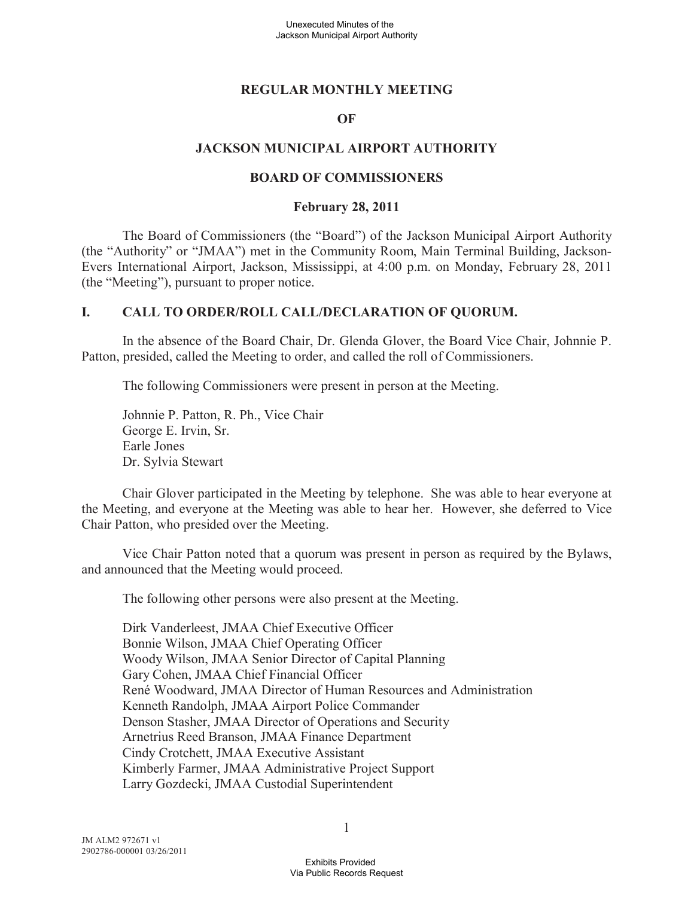# REGULAR MONTHLY MEETING

# OF

# JACKSON MUNICIPAL AIRPORT AUTHORITY

# BOARD OF COMMISSIONERS

**February 28, 2011**

The Board of Commissioners (the "Board") of the Jackson Municipal Airport Authority (the "Authority" or "JMAA") met in the Community Room, Main Terminal Building, Jackson-Evers International Airport, Jackson, Mississippi, at 4:00 p.m. on Monday, February 28, 2011 (the "Meeting"), pursuant to proper notice.

## I. CALL TO ORDER/ROLL CALL/DECLARATION OF QUORUM.

In the absence of the Board Chair, Dr. Glenda Glover, the Board Vice Chair, Johnnie P. Patton, presided, called the Meeting to order, and called the roll of Commissioners.

The following Commissioners were present in person at the Meeting.

Johnnie P. Patton, R. Ph., Vice Chair
George E. Irvin, Sr.
Earle Jones
Dr. Sylvia Stewart

Chair Glover participated in the Meeting by telephone. She was able to hear everyone at the Meeting, and everyone at the Meeting was able to hear her. However, she deferred to Vice Chair Patton, who presided over the Meeting.

Vice Chair Patton noted that a quorum was present in person as required by the Bylaws, and announced that the Meeting would proceed.

The following other persons were also present at the Meeting.

Dirk Vanderleest, JMAA Chief Executive Officer
Bonnie Wilson, JMAA Chief Operating Officer
Woody Wilson, JMAA Senior Director of Capital Planning
Gary Cohen, JMAA Chief Financial Officer
René Woodward, JMAA Director of Human Resources and Administration
Kenneth Randolph, JMAA Airport Police Commander
Denson Stasher, JMAA Director of Operations and Security
Arnetrius Reed Branson, JMAA Finance Department
Cindy Crotchett, JMAA Executive Assistant
Kimberly Farmer, JMAA Administrative Project Support
Larry Gozdecki, JMAA Custodial Superintendent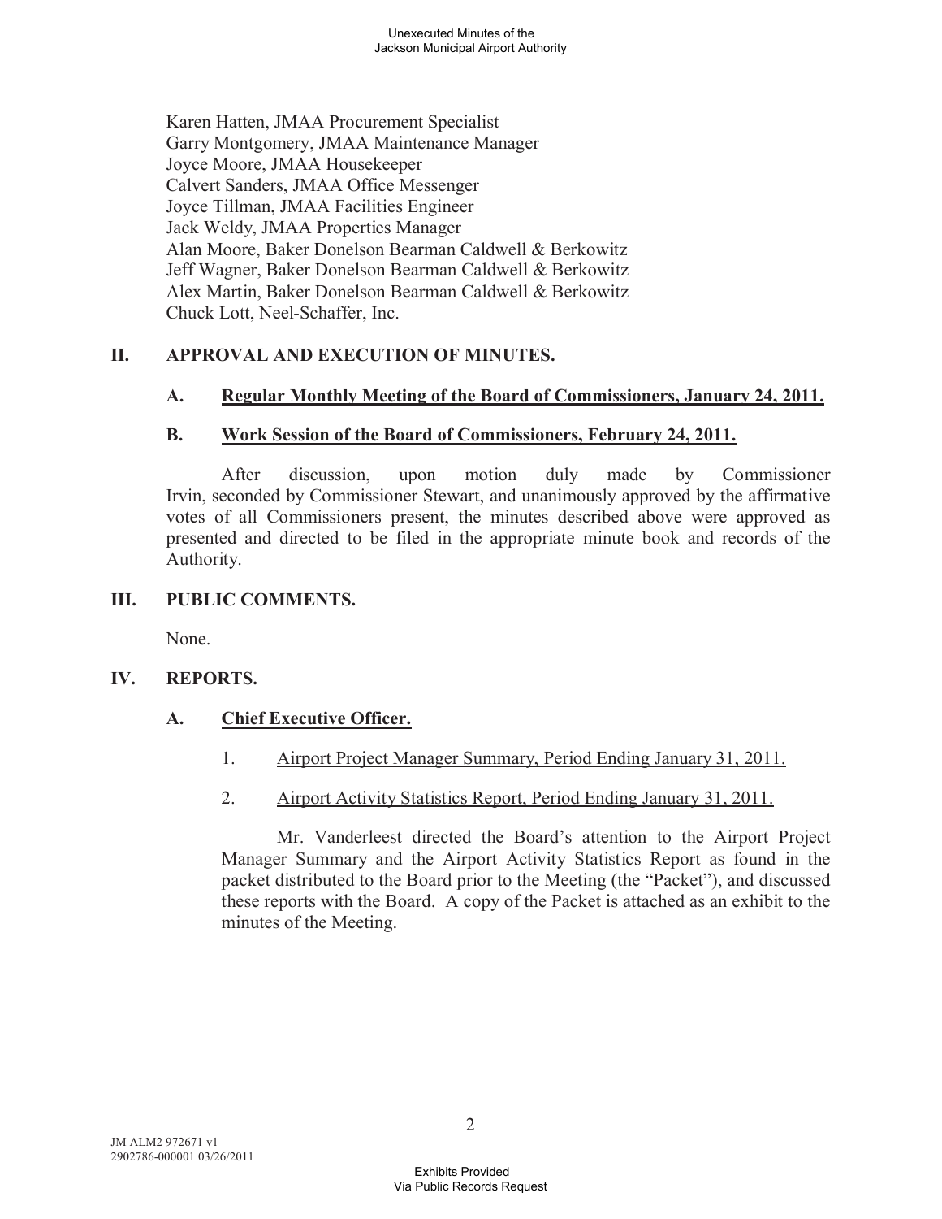Karen Hatten, JMAA Procurement Specialist
Garry Montgomery, JMAA Maintenance Manager
Joyce Moore, JMAA Housekeeper
Calvert Sanders, JMAA Office Messenger
Joyce Tillman, JMAA Facilities Engineer
Jack Weldy, JMAA Properties Manager
Alan Moore, Baker Donelson Bearman Caldwell & Berkowitz
Jeff Wagner, Baker Donelson Bearman Caldwell & Berkowitz
Alex Martin, Baker Donelson Bearman Caldwell & Berkowitz
Chuck Lott, Neel-Schaffer, Inc.

## II. APPROVAL AND EXECUTION OF MINUTES.

### A. Regular Monthly Meeting of the Board of Commissioners, January 24, 2011.

### B. Work Session of the Board of Commissioners, February 24, 2011.

After discussion, upon motion duly made by Commissioner Irvin, seconded by Commissioner Stewart, and unanimously approved by the affirmative votes of all Commissioners present, the minutes described above were approved as presented and directed to be filed in the appropriate minute book and records of the Authority.

## III. PUBLIC COMMENTS.

None.

## IV. REPORTS.

### A. Chief Executive Officer.

1. Airport Project Manager Summary, Period Ending January 31, 2011.

2. Airport Activity Statistics Report, Period Ending January 31, 2011.

Mr. Vanderleest directed the Board's attention to the Airport Project Manager Summary and the Airport Activity Statistics Report as found in the packet distributed to the Board prior to the Meeting (the "Packet"), and discussed these reports with the Board. A copy of the Packet is attached as an exhibit to the minutes of the Meeting.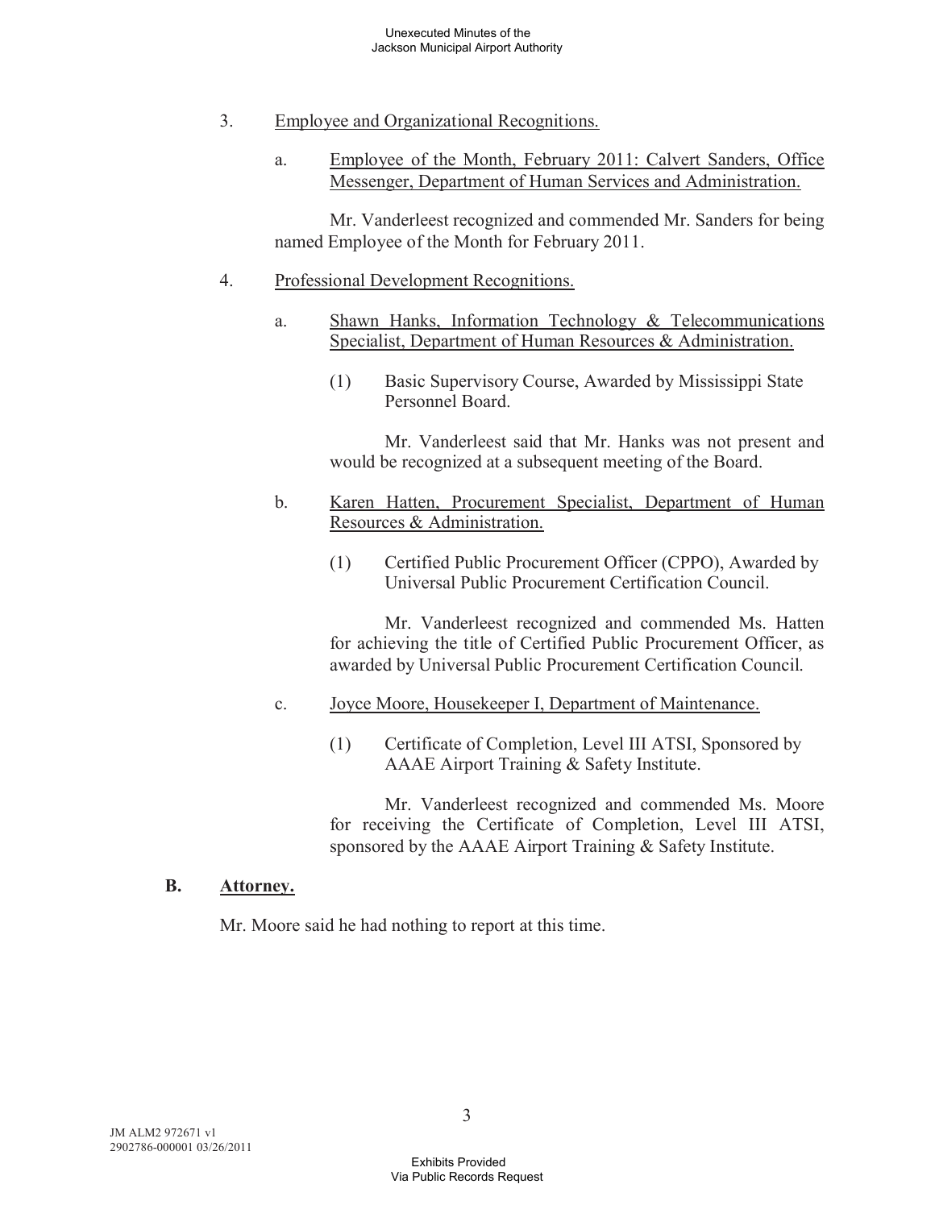3. Employee and Organizational Recognitions.

   a. Employee of the Month, February 2011: Calvert Sanders, Office Messenger, Department of Human Services and Administration.

      Mr. Vanderleest recognized and commended Mr. Sanders for being named Employee of the Month for February 2011.

4. Professional Development Recognitions.

   a. Shawn Hanks, Information Technology & Telecommunications Specialist, Department of Human Resources & Administration.

      (1) Basic Supervisory Course, Awarded by Mississippi State Personnel Board.

      Mr. Vanderleest said that Mr. Hanks was not present and would be recognized at a subsequent meeting of the Board.

   b. Karen Hatten, Procurement Specialist, Department of Human Resources & Administration.

      (1) Certified Public Procurement Officer (CPPO), Awarded by Universal Public Procurement Certification Council.

      Mr. Vanderleest recognized and commended Ms. Hatten for achieving the title of Certified Public Procurement Officer, as awarded by Universal Public Procurement Certification Council.

   c. Joyce Moore, Housekeeper I, Department of Maintenance.

      (1) Certificate of Completion, Level III ATSI, Sponsored by AAAE Airport Training & Safety Institute.

      Mr. Vanderleest recognized and commended Ms. Moore for receiving the Certificate of Completion, Level III ATSI, sponsored by the AAAE Airport Training & Safety Institute.

## B. Attorney.

Mr. Moore said he had nothing to report at this time.

JM ALM2 972671 v1
2902786-000001 03/26/2011

Exhibits Provided
Via Public Records Request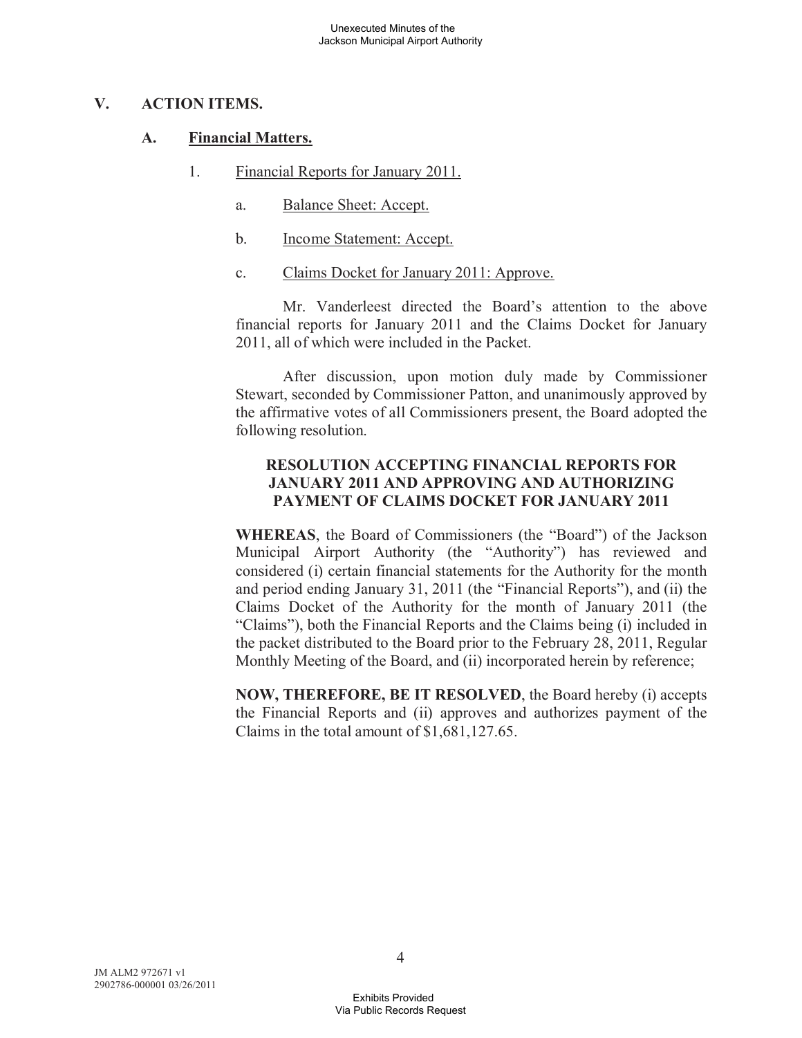## V. ACTION ITEMS.

### A. Financial Matters.

1. Financial Reports for January 2011.

   a. Balance Sheet: Accept.

   b. Income Statement: Accept.

   c. Claims Docket for January 2011: Approve.

Mr. Vanderleest directed the Board's attention to the above financial reports for January 2011 and the Claims Docket for January 2011, all of which were included in the Packet.

After discussion, upon motion duly made by Commissioner Stewart, seconded by Commissioner Patton, and unanimously approved by the affirmative votes of all Commissioners present, the Board adopted the following resolution.

**RESOLUTION ACCEPTING FINANCIAL REPORTS FOR JANUARY 2011 AND APPROVING AND AUTHORIZING PAYMENT OF CLAIMS DOCKET FOR JANUARY 2011**

**WHEREAS**, the Board of Commissioners (the "Board") of the Jackson Municipal Airport Authority (the "Authority") has reviewed and considered (i) certain financial statements for the Authority for the month and period ending January 31, 2011 (the "Financial Reports"), and (ii) the Claims Docket of the Authority for the month of January 2011 (the "Claims"), both the Financial Reports and the Claims being (i) included in the packet distributed to the Board prior to the February 28, 2011, Regular Monthly Meeting of the Board, and (ii) incorporated herein by reference;

**NOW, THEREFORE, BE IT RESOLVED**, the Board hereby (i) accepts the Financial Reports and (ii) approves and authorizes payment of the Claims in the total amount of $1,681,127.65.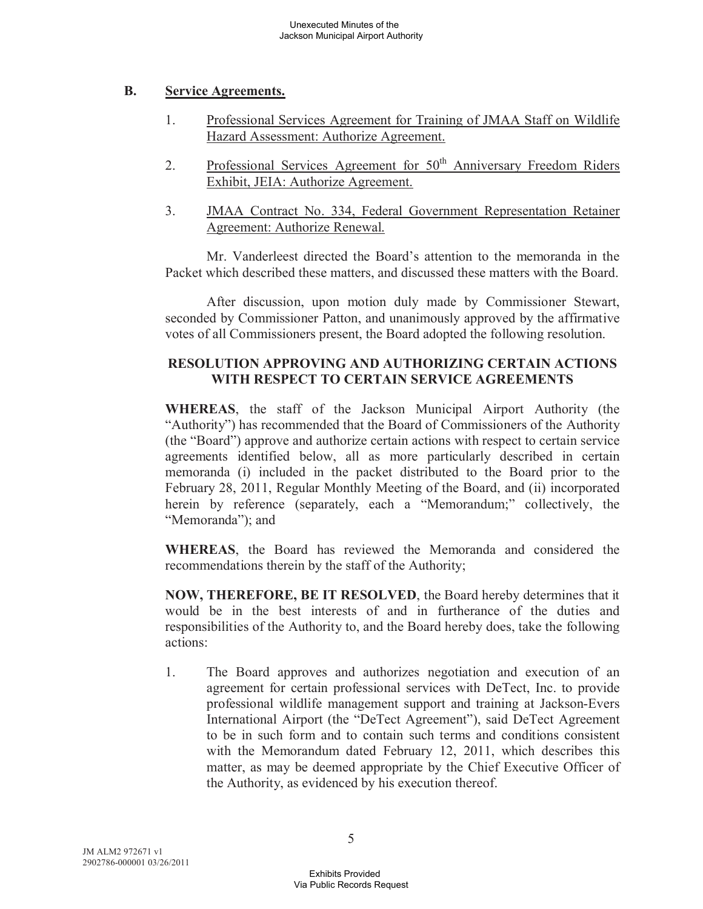## B. Service Agreements.

1. Professional Services Agreement for Training of JMAA Staff on Wildlife Hazard Assessment: Authorize Agreement.

2. Professional Services Agreement for 50th Anniversary Freedom Riders Exhibit, JEIA: Authorize Agreement.

3. JMAA Contract No. 334, Federal Government Representation Retainer Agreement: Authorize Renewal.

Mr. Vanderleest directed the Board's attention to the memoranda in the Packet which described these matters, and discussed these matters with the Board.

After discussion, upon motion duly made by Commissioner Stewart, seconded by Commissioner Patton, and unanimously approved by the affirmative votes of all Commissioners present, the Board adopted the following resolution.

**RESOLUTION APPROVING AND AUTHORIZING CERTAIN ACTIONS WITH RESPECT TO CERTAIN SERVICE AGREEMENTS**

**WHEREAS**, the staff of the Jackson Municipal Airport Authority (the "Authority") has recommended that the Board of Commissioners of the Authority (the "Board") approve and authorize certain actions with respect to certain service agreements identified below, all as more particularly described in certain memoranda (i) included in the packet distributed to the Board prior to the February 28, 2011, Regular Monthly Meeting of the Board, and (ii) incorporated herein by reference (separately, each a "Memorandum;" collectively, the "Memoranda"); and

**WHEREAS**, the Board has reviewed the Memoranda and considered the recommendations therein by the staff of the Authority;

**NOW, THEREFORE, BE IT RESOLVED**, the Board hereby determines that it would be in the best interests of and in furtherance of the duties and responsibilities of the Authority to, and the Board hereby does, take the following actions:

1. The Board approves and authorizes negotiation and execution of an agreement for certain professional services with DeTect, Inc. to provide professional wildlife management support and training at Jackson-Evers International Airport (the "DeTect Agreement"), said DeTect Agreement to be in such form and to contain such terms and conditions consistent with the Memorandum dated February 12, 2011, which describes this matter, as may be deemed appropriate by the Chief Executive Officer of the Authority, as evidenced by his execution thereof.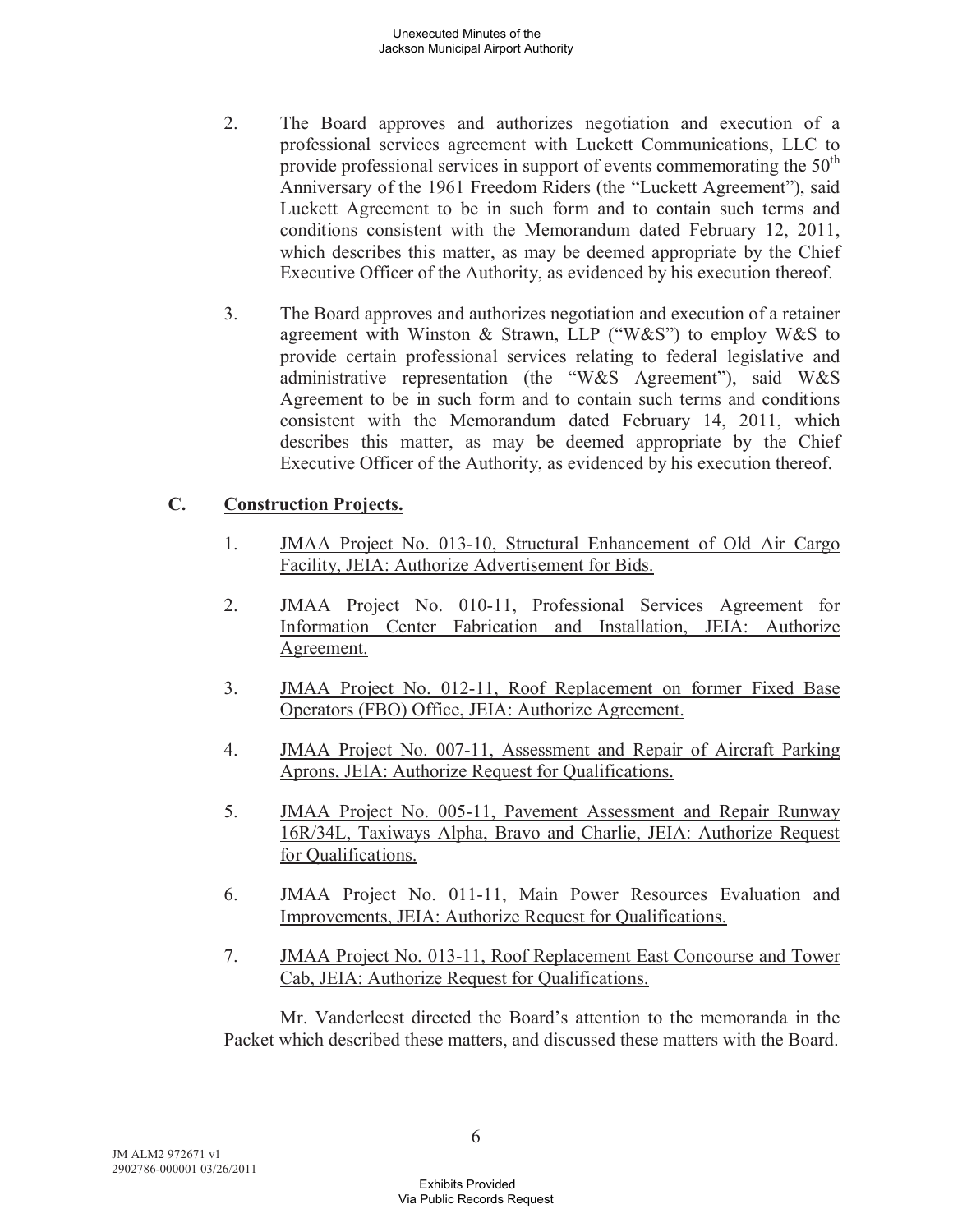2. The Board approves and authorizes negotiation and execution of a professional services agreement with Luckett Communications, LLC to provide professional services in support of events commemorating the 50th Anniversary of the 1961 Freedom Riders (the "Luckett Agreement"), said Luckett Agreement to be in such form and to contain such terms and conditions consistent with the Memorandum dated February 12, 2011, which describes this matter, as may be deemed appropriate by the Chief Executive Officer of the Authority, as evidenced by his execution thereof.

3. The Board approves and authorizes negotiation and execution of a retainer agreement with Winston & Strawn, LLP ("W&S") to employ W&S to provide certain professional services relating to federal legislative and administrative representation (the "W&S Agreement"), said W&S Agreement to be in such form and to contain such terms and conditions consistent with the Memorandum dated February 14, 2011, which describes this matter, as may be deemed appropriate by the Chief Executive Officer of the Authority, as evidenced by his execution thereof.

### C. Construction Projects.

1. JMAA Project No. 013-10, Structural Enhancement of Old Air Cargo Facility, JEIA: Authorize Advertisement for Bids.

2. JMAA Project No. 010-11, Professional Services Agreement for Information Center Fabrication and Installation, JEIA: Authorize Agreement.

3. JMAA Project No. 012-11, Roof Replacement on former Fixed Base Operators (FBO) Office, JEIA: Authorize Agreement.

4. JMAA Project No. 007-11, Assessment and Repair of Aircraft Parking Aprons, JEIA: Authorize Request for Qualifications.

5. JMAA Project No. 005-11, Pavement Assessment and Repair Runway 16R/34L, Taxiways Alpha, Bravo and Charlie, JEIA: Authorize Request for Qualifications.

6. JMAA Project No. 011-11, Main Power Resources Evaluation and Improvements, JEIA: Authorize Request for Qualifications.

7. JMAA Project No. 013-11, Roof Replacement East Concourse and Tower Cab, JEIA: Authorize Request for Qualifications.

Mr. Vanderleest directed the Board's attention to the memoranda in the Packet which described these matters, and discussed these matters with the Board.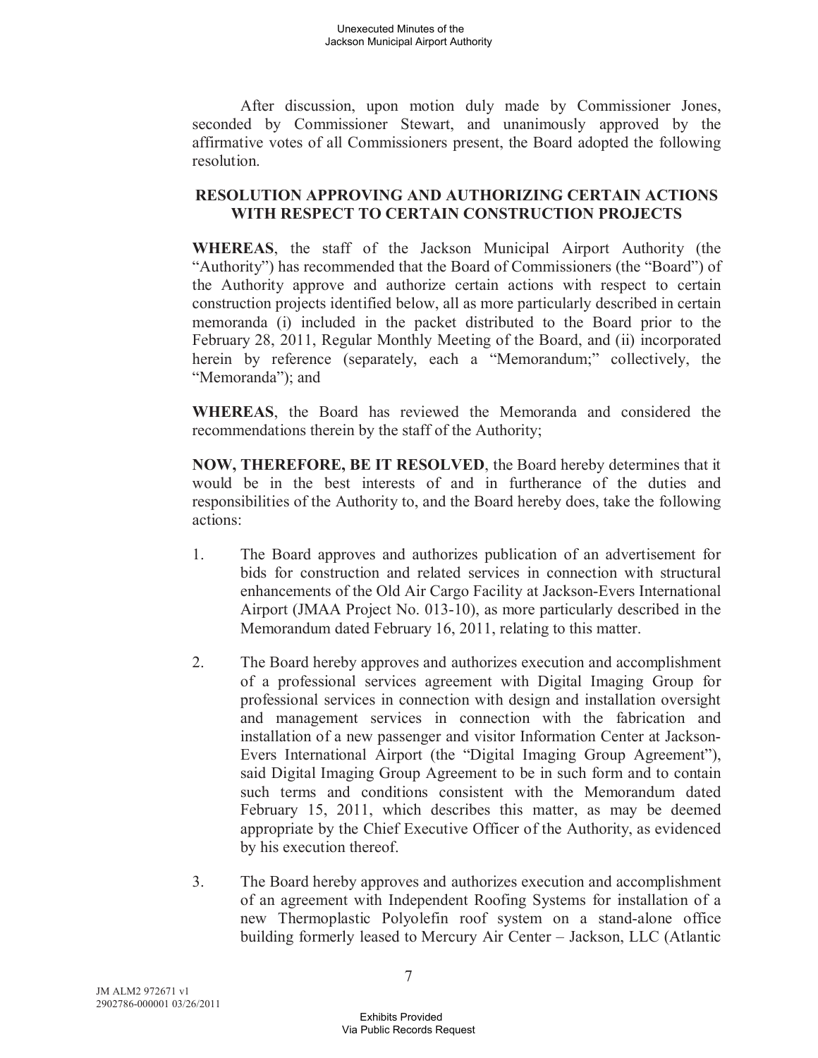After discussion, upon motion duly made by Commissioner Jones, seconded by Commissioner Stewart, and unanimously approved by the affirmative votes of all Commissioners present, the Board adopted the following resolution.

**RESOLUTION APPROVING AND AUTHORIZING CERTAIN ACTIONS WITH RESPECT TO CERTAIN CONSTRUCTION PROJECTS**

**WHEREAS**, the staff of the Jackson Municipal Airport Authority (the "Authority") has recommended that the Board of Commissioners (the "Board") of the Authority approve and authorize certain actions with respect to certain construction projects identified below, all as more particularly described in certain memoranda (i) included in the packet distributed to the Board prior to the February 28, 2011, Regular Monthly Meeting of the Board, and (ii) incorporated herein by reference (separately, each a "Memorandum;" collectively, the "Memoranda"); and

**WHEREAS**, the Board has reviewed the Memoranda and considered the recommendations therein by the staff of the Authority;

**NOW, THEREFORE, BE IT RESOLVED**, the Board hereby determines that it would be in the best interests of and in furtherance of the duties and responsibilities of the Authority to, and the Board hereby does, take the following actions:

1. The Board approves and authorizes publication of an advertisement for bids for construction and related services in connection with structural enhancements of the Old Air Cargo Facility at Jackson-Evers International Airport (JMAA Project No. 013-10), as more particularly described in the Memorandum dated February 16, 2011, relating to this matter.

2. The Board hereby approves and authorizes execution and accomplishment of a professional services agreement with Digital Imaging Group for professional services in connection with design and installation oversight and management services in connection with the fabrication and installation of a new passenger and visitor Information Center at Jackson-Evers International Airport (the "Digital Imaging Group Agreement"), said Digital Imaging Group Agreement to be in such form and to contain such terms and conditions consistent with the Memorandum dated February 15, 2011, which describes this matter, as may be deemed appropriate by the Chief Executive Officer of the Authority, as evidenced by his execution thereof.

3. The Board hereby approves and authorizes execution and accomplishment of an agreement with Independent Roofing Systems for installation of a new Thermoplastic Polyolefin roof system on a stand-alone office building formerly leased to Mercury Air Center – Jackson, LLC (Atlantic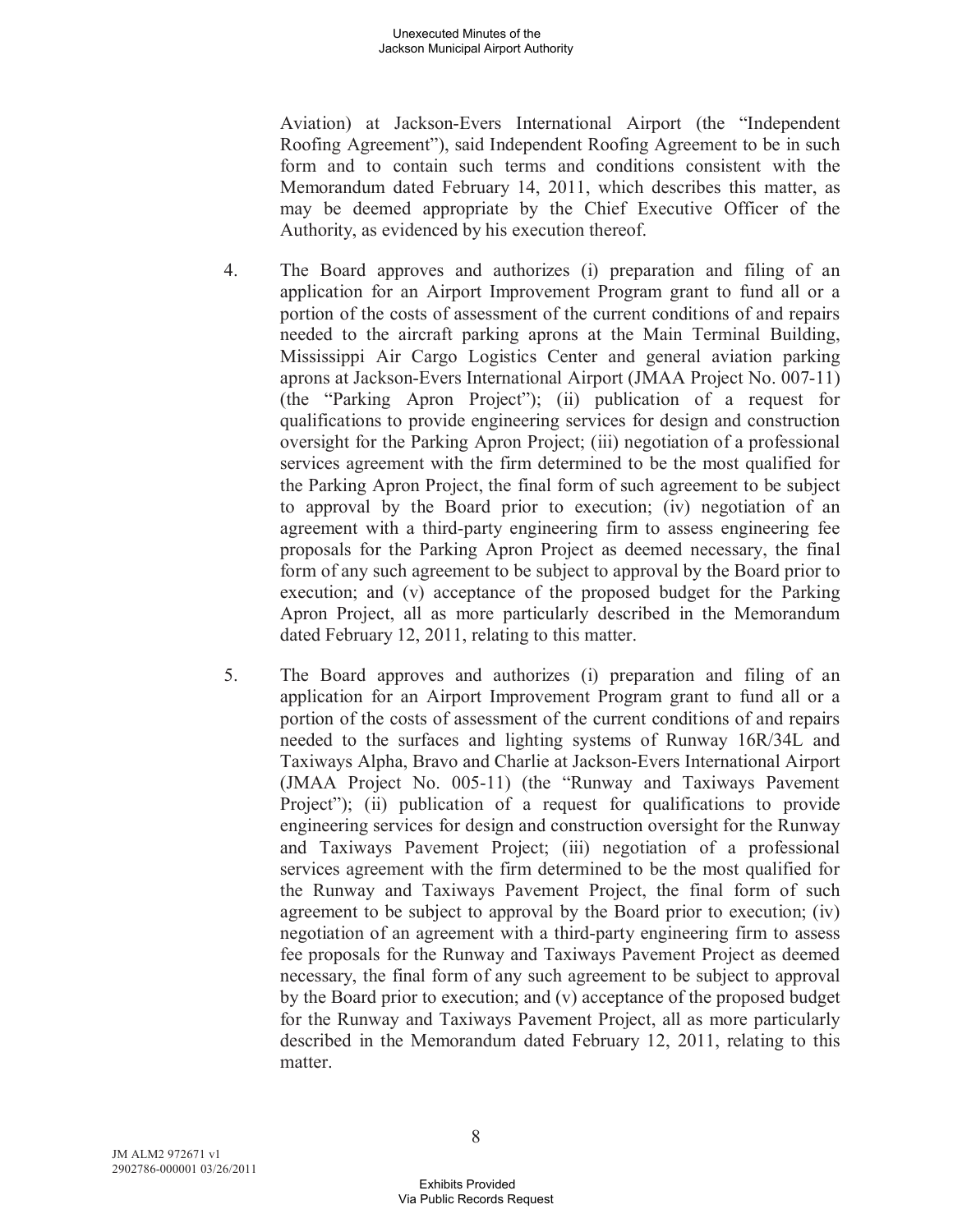Aviation) at Jackson-Evers International Airport (the "Independent Roofing Agreement"), said Independent Roofing Agreement to be in such form and to contain such terms and conditions consistent with the Memorandum dated February 14, 2011, which describes this matter, as may be deemed appropriate by the Chief Executive Officer of the Authority, as evidenced by his execution thereof.

4. The Board approves and authorizes (i) preparation and filing of an application for an Airport Improvement Program grant to fund all or a portion of the costs of assessment of the current conditions of and repairs needed to the aircraft parking aprons at the Main Terminal Building, Mississippi Air Cargo Logistics Center and general aviation parking aprons at Jackson-Evers International Airport (JMAA Project No. 007-11) (the "Parking Apron Project"); (ii) publication of a request for qualifications to provide engineering services for design and construction oversight for the Parking Apron Project; (iii) negotiation of a professional services agreement with the firm determined to be the most qualified for the Parking Apron Project, the final form of such agreement to be subject to approval by the Board prior to execution; (iv) negotiation of an agreement with a third-party engineering firm to assess engineering fee proposals for the Parking Apron Project as deemed necessary, the final form of any such agreement to be subject to approval by the Board prior to execution; and (v) acceptance of the proposed budget for the Parking Apron Project, all as more particularly described in the Memorandum dated February 12, 2011, relating to this matter.

5. The Board approves and authorizes (i) preparation and filing of an application for an Airport Improvement Program grant to fund all or a portion of the costs of assessment of the current conditions of and repairs needed to the surfaces and lighting systems of Runway 16R/34L and Taxiways Alpha, Bravo and Charlie at Jackson-Evers International Airport (JMAA Project No. 005-11) (the "Runway and Taxiways Pavement Project"); (ii) publication of a request for qualifications to provide engineering services for design and construction oversight for the Runway and Taxiways Pavement Project; (iii) negotiation of a professional services agreement with the firm determined to be the most qualified for the Runway and Taxiways Pavement Project, the final form of such agreement to be subject to approval by the Board prior to execution; (iv) negotiation of an agreement with a third-party engineering firm to assess fee proposals for the Runway and Taxiways Pavement Project as deemed necessary, the final form of any such agreement to be subject to approval by the Board prior to execution; and (v) acceptance of the proposed budget for the Runway and Taxiways Pavement Project, all as more particularly described in the Memorandum dated February 12, 2011, relating to this matter.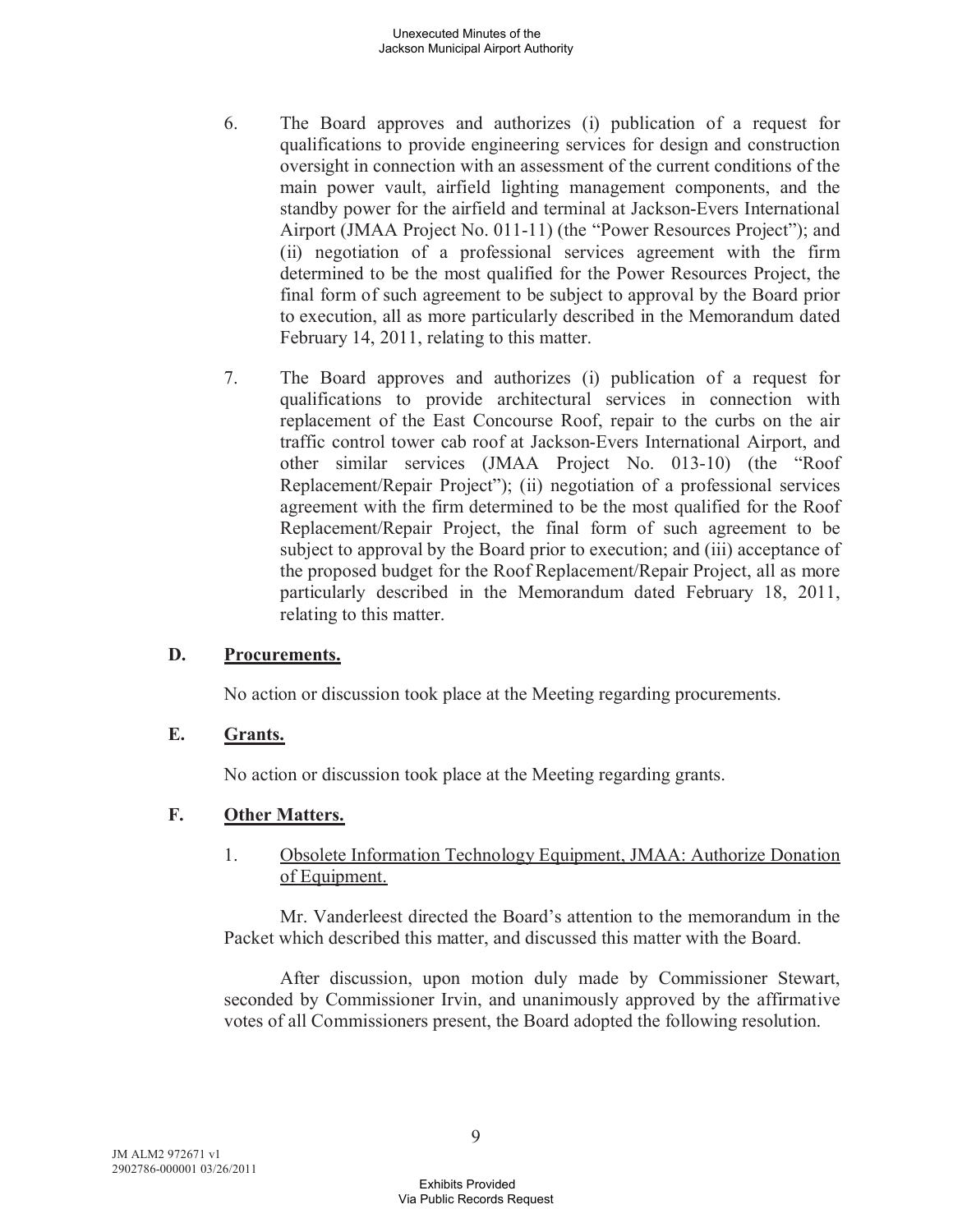6. The Board approves and authorizes (i) publication of a request for qualifications to provide engineering services for design and construction oversight in connection with an assessment of the current conditions of the main power vault, airfield lighting management components, and the standby power for the airfield and terminal at Jackson-Evers International Airport (JMAA Project No. 011-11) (the "Power Resources Project"); and (ii) negotiation of a professional services agreement with the firm determined to be the most qualified for the Power Resources Project, the final form of such agreement to be subject to approval by the Board prior to execution, all as more particularly described in the Memorandum dated February 14, 2011, relating to this matter.

7. The Board approves and authorizes (i) publication of a request for qualifications to provide architectural services in connection with replacement of the East Concourse Roof, repair to the curbs on the air traffic control tower cab roof at Jackson-Evers International Airport, and other similar services (JMAA Project No. 013-10) (the "Roof Replacement/Repair Project"); (ii) negotiation of a professional services agreement with the firm determined to be the most qualified for the Roof Replacement/Repair Project, the final form of such agreement to be subject to approval by the Board prior to execution; and (iii) acceptance of the proposed budget for the Roof Replacement/Repair Project, all as more particularly described in the Memorandum dated February 18, 2011, relating to this matter.

**D. Procurements.**

No action or discussion took place at the Meeting regarding procurements.

**E. Grants.**

No action or discussion took place at the Meeting regarding grants.

**F. Other Matters.**

1. Obsolete Information Technology Equipment, JMAA: Authorize Donation of Equipment.

Mr. Vanderleest directed the Board's attention to the memorandum in the Packet which described this matter, and discussed this matter with the Board.

After discussion, upon motion duly made by Commissioner Stewart, seconded by Commissioner Irvin, and unanimously approved by the affirmative votes of all Commissioners present, the Board adopted the following resolution.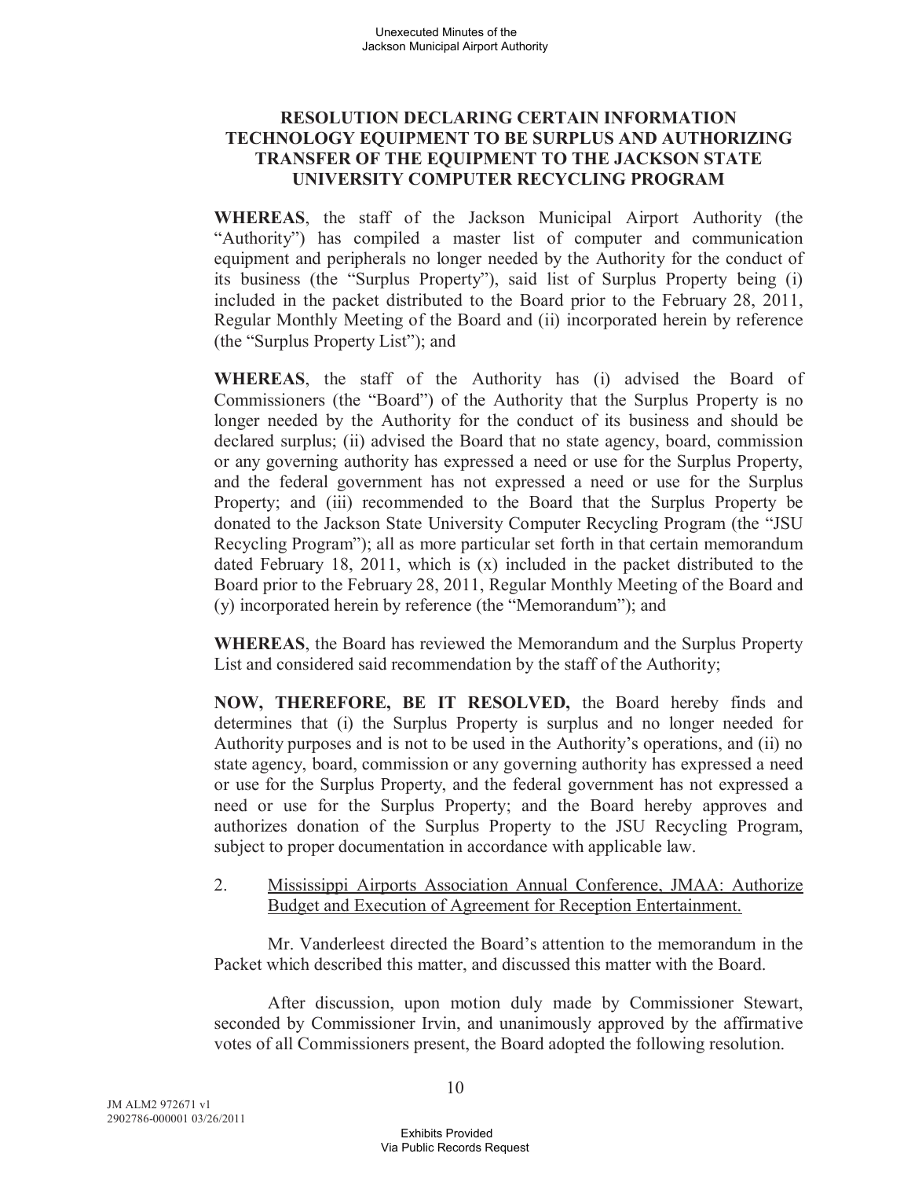**RESOLUTION DECLARING CERTAIN INFORMATION TECHNOLOGY EQUIPMENT TO BE SURPLUS AND AUTHORIZING TRANSFER OF THE EQUIPMENT TO THE JACKSON STATE UNIVERSITY COMPUTER RECYCLING PROGRAM**

**WHEREAS**, the staff of the Jackson Municipal Airport Authority (the "Authority") has compiled a master list of computer and communication equipment and peripherals no longer needed by the Authority for the conduct of its business (the "Surplus Property"), said list of Surplus Property being (i) included in the packet distributed to the Board prior to the February 28, 2011, Regular Monthly Meeting of the Board and (ii) incorporated herein by reference (the "Surplus Property List"); and

**WHEREAS**, the staff of the Authority has (i) advised the Board of Commissioners (the "Board") of the Authority that the Surplus Property is no longer needed by the Authority for the conduct of its business and should be declared surplus; (ii) advised the Board that no state agency, board, commission or any governing authority has expressed a need or use for the Surplus Property, and the federal government has not expressed a need or use for the Surplus Property; and (iii) recommended to the Board that the Surplus Property be donated to the Jackson State University Computer Recycling Program (the "JSU Recycling Program"); all as more particular set forth in that certain memorandum dated February 18, 2011, which is (x) included in the packet distributed to the Board prior to the February 28, 2011, Regular Monthly Meeting of the Board and (y) incorporated herein by reference (the "Memorandum"); and

**WHEREAS**, the Board has reviewed the Memorandum and the Surplus Property List and considered said recommendation by the staff of the Authority;

**NOW, THEREFORE, BE IT RESOLVED,** the Board hereby finds and determines that (i) the Surplus Property is surplus and no longer needed for Authority purposes and is not to be used in the Authority's operations, and (ii) no state agency, board, commission or any governing authority has expressed a need or use for the Surplus Property, and the federal government has not expressed a need or use for the Surplus Property; and the Board hereby approves and authorizes donation of the Surplus Property to the JSU Recycling Program, subject to proper documentation in accordance with applicable law.

2. Mississippi Airports Association Annual Conference, JMAA: Authorize Budget and Execution of Agreement for Reception Entertainment.

Mr. Vanderleest directed the Board's attention to the memorandum in the Packet which described this matter, and discussed this matter with the Board.

After discussion, upon motion duly made by Commissioner Stewart, seconded by Commissioner Irvin, and unanimously approved by the affirmative votes of all Commissioners present, the Board adopted the following resolution.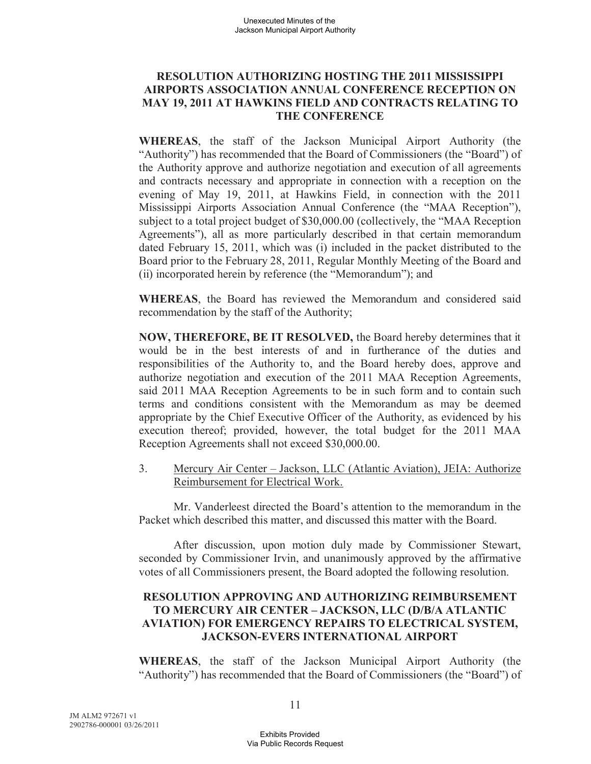**RESOLUTION AUTHORIZING HOSTING THE 2011 MISSISSIPPI AIRPORTS ASSOCIATION ANNUAL CONFERENCE RECEPTION ON MAY 19, 2011 AT HAWKINS FIELD AND CONTRACTS RELATING TO THE CONFERENCE**

**WHEREAS**, the staff of the Jackson Municipal Airport Authority (the "Authority") has recommended that the Board of Commissioners (the "Board") of the Authority approve and authorize negotiation and execution of all agreements and contracts necessary and appropriate in connection with a reception on the evening of May 19, 2011, at Hawkins Field, in connection with the 2011 Mississippi Airports Association Annual Conference (the "MAA Reception"), subject to a total project budget of $30,000.00 (collectively, the "MAA Reception Agreements"), all as more particularly described in that certain memorandum dated February 15, 2011, which was (i) included in the packet distributed to the Board prior to the February 28, 2011, Regular Monthly Meeting of the Board and (ii) incorporated herein by reference (the "Memorandum"); and

**WHEREAS**, the Board has reviewed the Memorandum and considered said recommendation by the staff of the Authority;

**NOW, THEREFORE, BE IT RESOLVED,** the Board hereby determines that it would be in the best interests of and in furtherance of the duties and responsibilities of the Authority to, and the Board hereby does, approve and authorize negotiation and execution of the 2011 MAA Reception Agreements, said 2011 MAA Reception Agreements to be in such form and to contain such terms and conditions consistent with the Memorandum as may be deemed appropriate by the Chief Executive Officer of the Authority, as evidenced by his execution thereof; provided, however, the total budget for the 2011 MAA Reception Agreements shall not exceed $30,000.00.

3. Mercury Air Center – Jackson, LLC (Atlantic Aviation), JEIA: Authorize Reimbursement for Electrical Work.

Mr. Vanderleest directed the Board's attention to the memorandum in the Packet which described this matter, and discussed this matter with the Board.

After discussion, upon motion duly made by Commissioner Stewart, seconded by Commissioner Irvin, and unanimously approved by the affirmative votes of all Commissioners present, the Board adopted the following resolution.

**RESOLUTION APPROVING AND AUTHORIZING REIMBURSEMENT TO MERCURY AIR CENTER – JACKSON, LLC (D/B/A ATLANTIC AVIATION) FOR EMERGENCY REPAIRS TO ELECTRICAL SYSTEM, JACKSON-EVERS INTERNATIONAL AIRPORT**

**WHEREAS**, the staff of the Jackson Municipal Airport Authority (the "Authority") has recommended that the Board of Commissioners (the "Board") of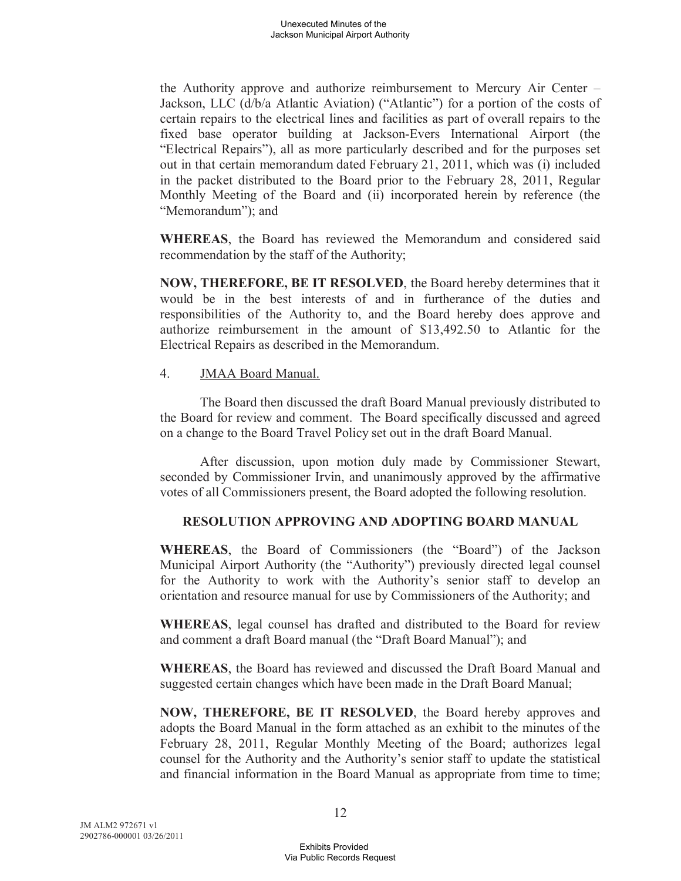the Authority approve and authorize reimbursement to Mercury Air Center – Jackson, LLC (d/b/a Atlantic Aviation) ("Atlantic") for a portion of the costs of certain repairs to the electrical lines and facilities as part of overall repairs to the fixed base operator building at Jackson-Evers International Airport (the "Electrical Repairs"), all as more particularly described and for the purposes set out in that certain memorandum dated February 21, 2011, which was (i) included in the packet distributed to the Board prior to the February 28, 2011, Regular Monthly Meeting of the Board and (ii) incorporated herein by reference (the "Memorandum"); and

**WHEREAS**, the Board has reviewed the Memorandum and considered said recommendation by the staff of the Authority;

**NOW, THEREFORE, BE IT RESOLVED**, the Board hereby determines that it would be in the best interests of and in furtherance of the duties and responsibilities of the Authority to, and the Board hereby does approve and authorize reimbursement in the amount of $13,492.50 to Atlantic for the Electrical Repairs as described in the Memorandum.

4. JMAA Board Manual.

The Board then discussed the draft Board Manual previously distributed to the Board for review and comment. The Board specifically discussed and agreed on a change to the Board Travel Policy set out in the draft Board Manual.

After discussion, upon motion duly made by Commissioner Stewart, seconded by Commissioner Irvin, and unanimously approved by the affirmative votes of all Commissioners present, the Board adopted the following resolution.

**RESOLUTION APPROVING AND ADOPTING BOARD MANUAL**

**WHEREAS**, the Board of Commissioners (the "Board") of the Jackson Municipal Airport Authority (the "Authority") previously directed legal counsel for the Authority to work with the Authority's senior staff to develop an orientation and resource manual for use by Commissioners of the Authority; and

**WHEREAS**, legal counsel has drafted and distributed to the Board for review and comment a draft Board manual (the "Draft Board Manual"); and

**WHEREAS**, the Board has reviewed and discussed the Draft Board Manual and suggested certain changes which have been made in the Draft Board Manual;

**NOW, THEREFORE, BE IT RESOLVED**, the Board hereby approves and adopts the Board Manual in the form attached as an exhibit to the minutes of the February 28, 2011, Regular Monthly Meeting of the Board; authorizes legal counsel for the Authority and the Authority's senior staff to update the statistical and financial information in the Board Manual as appropriate from time to time;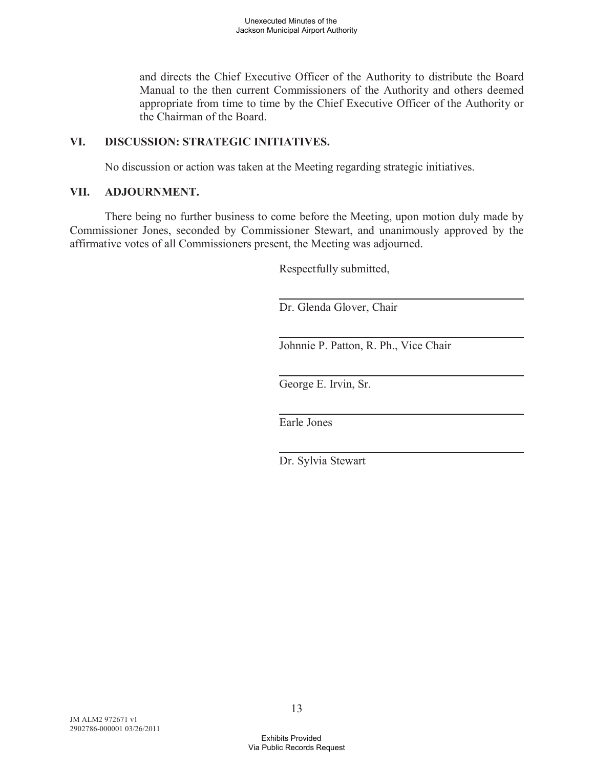and directs the Chief Executive Officer of the Authority to distribute the Board Manual to the then current Commissioners of the Authority and others deemed appropriate from time to time by the Chief Executive Officer of the Authority or the Chairman of the Board.

## VI. DISCUSSION: STRATEGIC INITIATIVES.

No discussion or action was taken at the Meeting regarding strategic initiatives.

## VII. ADJOURNMENT.

There being no further business to come before the Meeting, upon motion duly made by Commissioner Jones, seconded by Commissioner Stewart, and unanimously approved by the affirmative votes of all Commissioners present, the Meeting was adjourned.

Respectfully submitted,

\_\_\_\_\_\_\_\_\_\_\_\_\_\_\_\_\_\_\_\_\_\_\_\_\_\_\_\_\_\_\_\_\_\_\_\_\_\_\_\_

Dr. Glenda Glover, Chair

\_\_\_\_\_\_\_\_\_\_\_\_\_\_\_\_\_\_\_\_\_\_\_\_\_\_\_\_\_\_\_\_\_\_\_\_\_\_\_\_

Johnnie P. Patton, R. Ph., Vice Chair

\_\_\_\_\_\_\_\_\_\_\_\_\_\_\_\_\_\_\_\_\_\_\_\_\_\_\_\_\_\_\_\_\_\_\_\_\_\_\_\_

George E. Irvin, Sr.

\_\_\_\_\_\_\_\_\_\_\_\_\_\_\_\_\_\_\_\_\_\_\_\_\_\_\_\_\_\_\_\_\_\_\_\_\_\_\_\_

Earle Jones

\_\_\_\_\_\_\_\_\_\_\_\_\_\_\_\_\_\_\_\_\_\_\_\_\_\_\_\_\_\_\_\_\_\_\_\_\_\_\_\_

Dr. Sylvia Stewart

JM ALM2 972671 v1
2902786-000001 03/26/2011